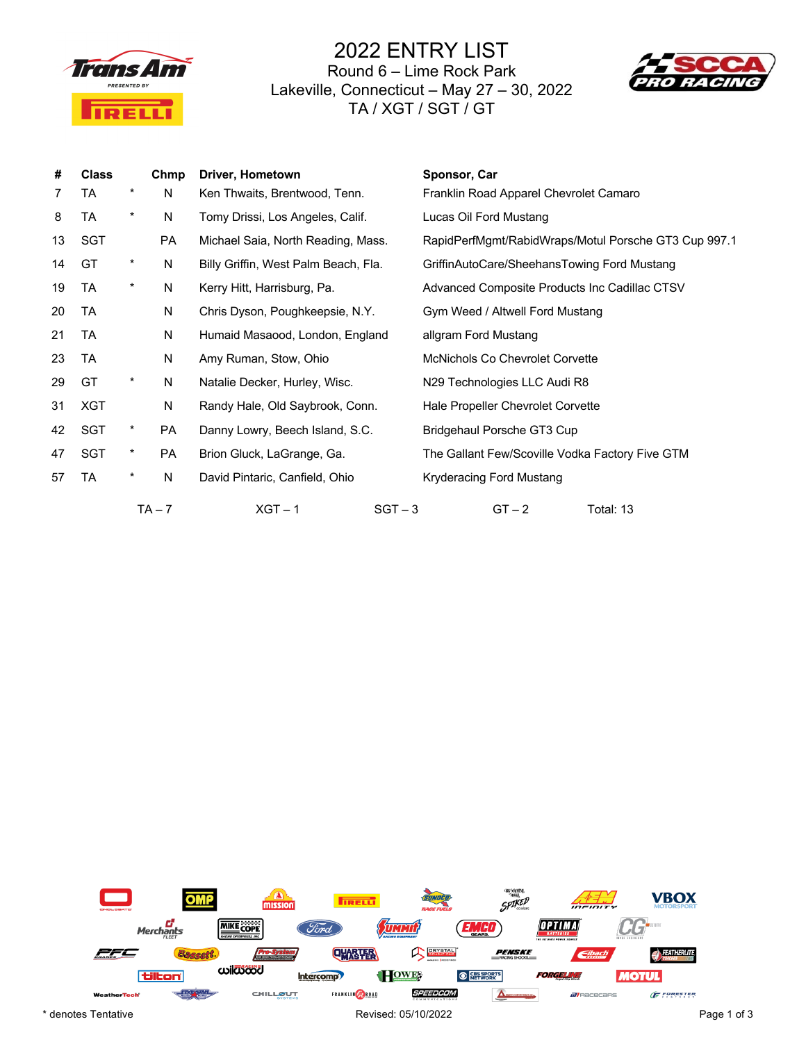# 2022 ENTRY LIST

## Round 6 – Lime Rock Park

### Lakeville, Connecticut – May 27 – 30, 2022

### TA / XGT / SGT / GT

| # | Class | | Chmp | Driver, Hometown | Sponsor, Car |
|---|---|---|---|---|---|
| 7 | TA | * | N | Ken Thwaits, Brentwood, Tenn. | Franklin Road Apparel Chevrolet Camaro |
| 8 | TA | * | N | Tomy Drissi, Los Angeles, Calif. | Lucas Oil Ford Mustang |
| 13 | SGT | | PA | Michael Saia, North Reading, Mass. | RapidPerfMgmt/RabidWraps/Motul Porsche GT3 Cup 997.1 |
| 14 | GT | * | N | Billy Griffin, West Palm Beach, Fla. | GriffinAutoCare/SheehansTowing Ford Mustang |
| 19 | TA | * | N | Kerry Hitt, Harrisburg, Pa. | Advanced Composite Products Inc Cadillac CTSV |
| 20 | TA | | N | Chris Dyson, Poughkeepsie, N.Y. | Gym Weed / Altwell Ford Mustang |
| 21 | TA | | N | Humaid Masaood, London, England | allgram Ford Mustang |
| 23 | TA | | N | Amy Ruman, Stow, Ohio | McNichols Co Chevrolet Corvette |
| 29 | GT | * | N | Natalie Decker, Hurley, Wisc. | N29 Technologies LLC Audi R8 |
| 31 | XGT | | N | Randy Hale, Old Saybrook, Conn. | Hale Propeller Chevrolet Corvette |
| 42 | SGT | * | PA | Danny Lowry, Beech Island, S.C. | Bridgehaul Porsche GT3 Cup |
| 47 | SGT | * | PA | Brion Gluck, LaGrange, Ga. | The Gallant Few/Scoville Vodka Factory Five GTM |
| 57 | TA | * | N | David Pintaric, Canfield, Ohio | Kryderacing Ford Mustang |

TA – 7 XGT – 1 SGT – 3 GT – 2 Total: 13

\* denotes Tentative

Revised: 05/10/2022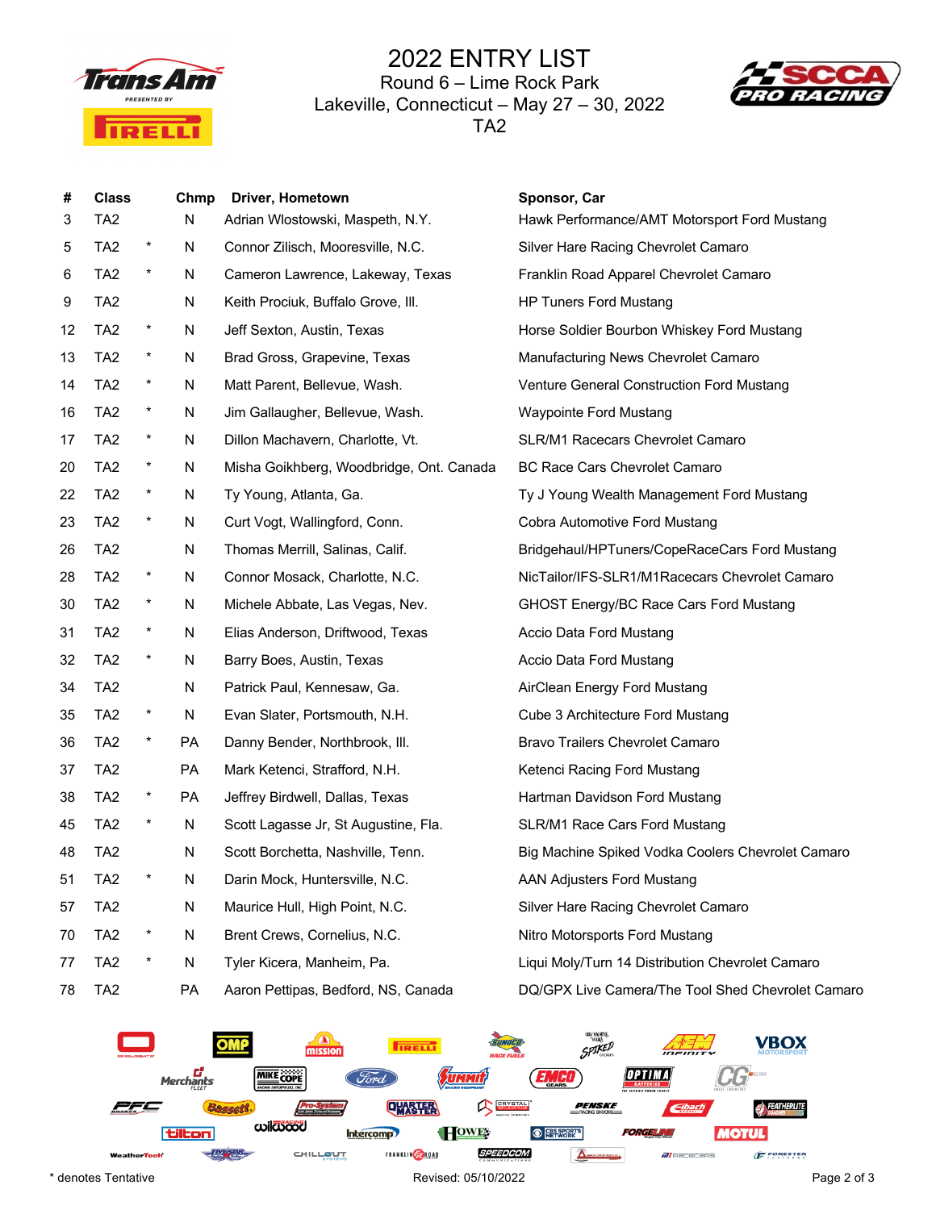# 2022 ENTRY LIST

## Round 6 – Lime Rock Park

## Lakeville, Connecticut – May 27 – 30, 2022

## TA2

| # | Class | | Chmp | Driver, Hometown | Sponsor, Car |
|---|---|---|---|---|---|
| 3 | TA2 | | N | Adrian Wlostowski, Maspeth, N.Y. | Hawk Performance/AMT Motorsport Ford Mustang |
| 5 | TA2 | * | N | Connor Zilisch, Mooresville, N.C. | Silver Hare Racing Chevrolet Camaro |
| 6 | TA2 | * | N | Cameron Lawrence, Lakeway, Texas | Franklin Road Apparel Chevrolet Camaro |
| 9 | TA2 | | N | Keith Prociuk, Buffalo Grove, Ill. | HP Tuners Ford Mustang |
| 12 | TA2 | * | N | Jeff Sexton, Austin, Texas | Horse Soldier Bourbon Whiskey Ford Mustang |
| 13 | TA2 | * | N | Brad Gross, Grapevine, Texas | Manufacturing News Chevrolet Camaro |
| 14 | TA2 | * | N | Matt Parent, Bellevue, Wash. | Venture General Construction Ford Mustang |
| 16 | TA2 | * | N | Jim Gallaugher, Bellevue, Wash. | Waypointe Ford Mustang |
| 17 | TA2 | * | N | Dillon Machavern, Charlotte, Vt. | SLR/M1 Racecars Chevrolet Camaro |
| 20 | TA2 | * | N | Misha Goikhberg, Woodbridge, Ont. Canada | BC Race Cars Chevrolet Camaro |
| 22 | TA2 | * | N | Ty Young, Atlanta, Ga. | Ty J Young Wealth Management Ford Mustang |
| 23 | TA2 | * | N | Curt Vogt, Wallingford, Conn. | Cobra Automotive Ford Mustang |
| 26 | TA2 | | N | Thomas Merrill, Salinas, Calif. | Bridgehaul/HPTuners/CopeRaceCars Ford Mustang |
| 28 | TA2 | * | N | Connor Mosack, Charlotte, N.C. | NicTailor/IFS-SLR1/M1Racecars Chevrolet Camaro |
| 30 | TA2 | * | N | Michele Abbate, Las Vegas, Nev. | GHOST Energy/BC Race Cars Ford Mustang |
| 31 | TA2 | * | N | Elias Anderson, Driftwood, Texas | Accio Data Ford Mustang |
| 32 | TA2 | * | N | Barry Boes, Austin, Texas | Accio Data Ford Mustang |
| 34 | TA2 | | N | Patrick Paul, Kennesaw, Ga. | AirClean Energy Ford Mustang |
| 35 | TA2 | * | N | Evan Slater, Portsmouth, N.H. | Cube 3 Architecture Ford Mustang |
| 36 | TA2 | * | PA | Danny Bender, Northbrook, Ill. | Bravo Trailers Chevrolet Camaro |
| 37 | TA2 | | PA | Mark Ketenci, Strafford, N.H. | Ketenci Racing Ford Mustang |
| 38 | TA2 | * | PA | Jeffrey Birdwell, Dallas, Texas | Hartman Davidson Ford Mustang |
| 45 | TA2 | * | N | Scott Lagasse Jr, St Augustine, Fla. | SLR/M1 Race Cars Ford Mustang |
| 48 | TA2 | | N | Scott Borchetta, Nashville, Tenn. | Big Machine Spiked Vodka Coolers Chevrolet Camaro |
| 51 | TA2 | * | N | Darin Mock, Huntersville, N.C. | AAN Adjusters Ford Mustang |
| 57 | TA2 | | N | Maurice Hull, High Point, N.C. | Silver Hare Racing Chevrolet Camaro |
| 70 | TA2 | * | N | Brent Crews, Cornelius, N.C. | Nitro Motorsports Ford Mustang |
| 77 | TA2 | * | N | Tyler Kicera, Manheim, Pa. | Liqui Moly/Turn 14 Distribution Chevrolet Camaro |
| 78 | TA2 | | PA | Aaron Pettipas, Bedford, NS, Canada | DQ/GPX Live Camera/The Tool Shed Chevrolet Camaro |

* denotes Tentative

Revised: 05/10/2022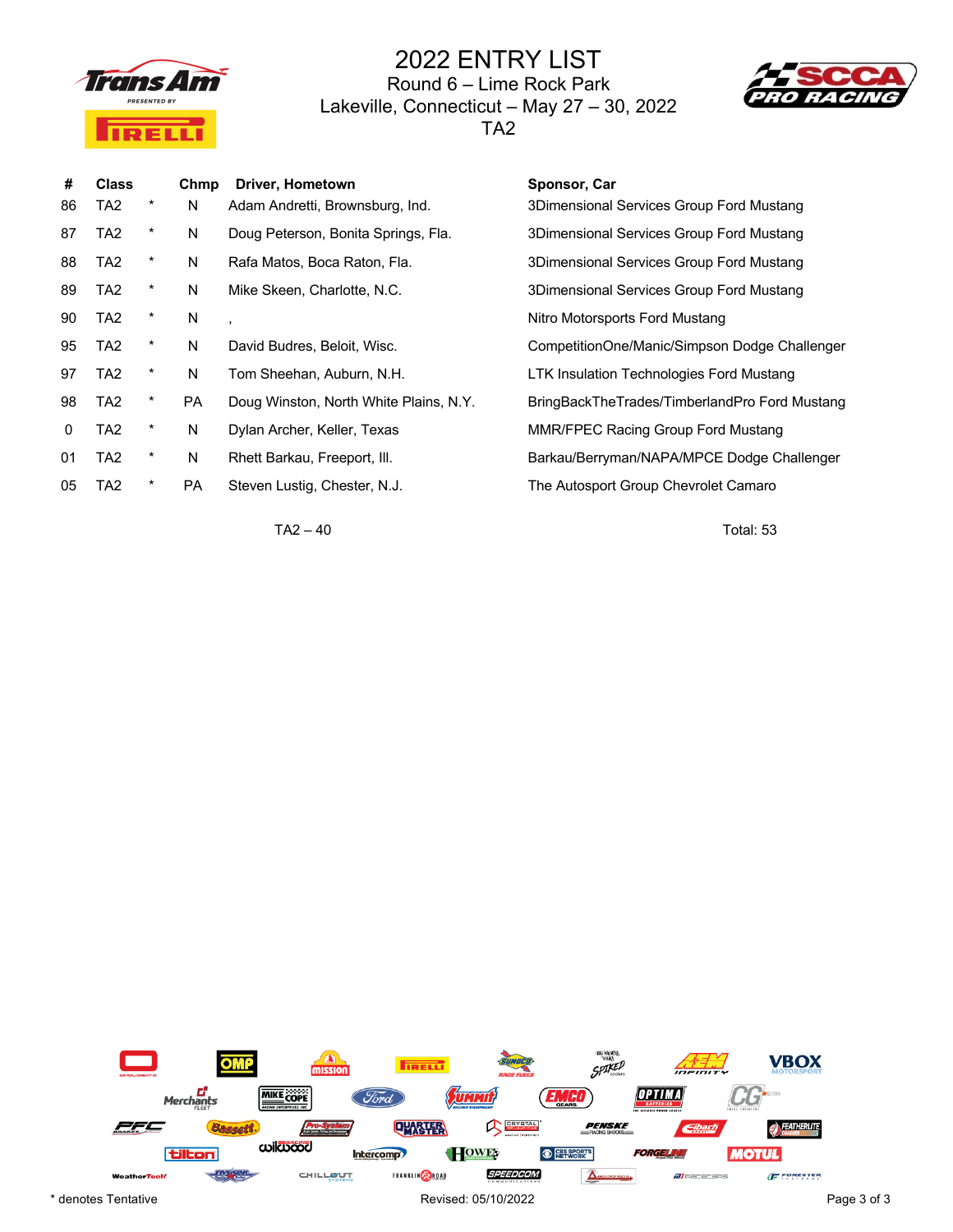# 2022 ENTRY LIST

## Round 6 – Lime Rock Park

## Lakeville, Connecticut – May 27 – 30, 2022

## TA2

| # | Class | | Chmp | Driver, Hometown | Sponsor, Car |
|---|---|---|---|---|---|
| 86 | TA2 | * | N | Adam Andretti, Brownsburg, Ind. | 3Dimensional Services Group Ford Mustang |
| 87 | TA2 | * | N | Doug Peterson, Bonita Springs, Fla. | 3Dimensional Services Group Ford Mustang |
| 88 | TA2 | * | N | Rafa Matos, Boca Raton, Fla. | 3Dimensional Services Group Ford Mustang |
| 89 | TA2 | * | N | Mike Skeen, Charlotte, N.C. | 3Dimensional Services Group Ford Mustang |
| 90 | TA2 | * | N | , | Nitro Motorsports Ford Mustang |
| 95 | TA2 | * | N | David Budres, Beloit, Wisc. | CompetitionOne/Manic/Simpson Dodge Challenger |
| 97 | TA2 | * | N | Tom Sheehan, Auburn, N.H. | LTK Insulation Technologies Ford Mustang |
| 98 | TA2 | * | PA | Doug Winston, North White Plains, N.Y. | BringBackTheTrades/TimberlandPro Ford Mustang |
| 0 | TA2 | * | N | Dylan Archer, Keller, Texas | MMR/FPEC Racing Group Ford Mustang |
| 01 | TA2 | * | N | Rhett Barkau, Freeport, Ill. | Barkau/Berryman/NAPA/MPCE Dodge Challenger |
| 05 | TA2 | * | PA | Steven Lustig, Chester, N.J. | The Autosport Group Chevrolet Camaro |

TA2 – 40

Total: 53

\* denotes Tentative

Revised: 05/10/2022